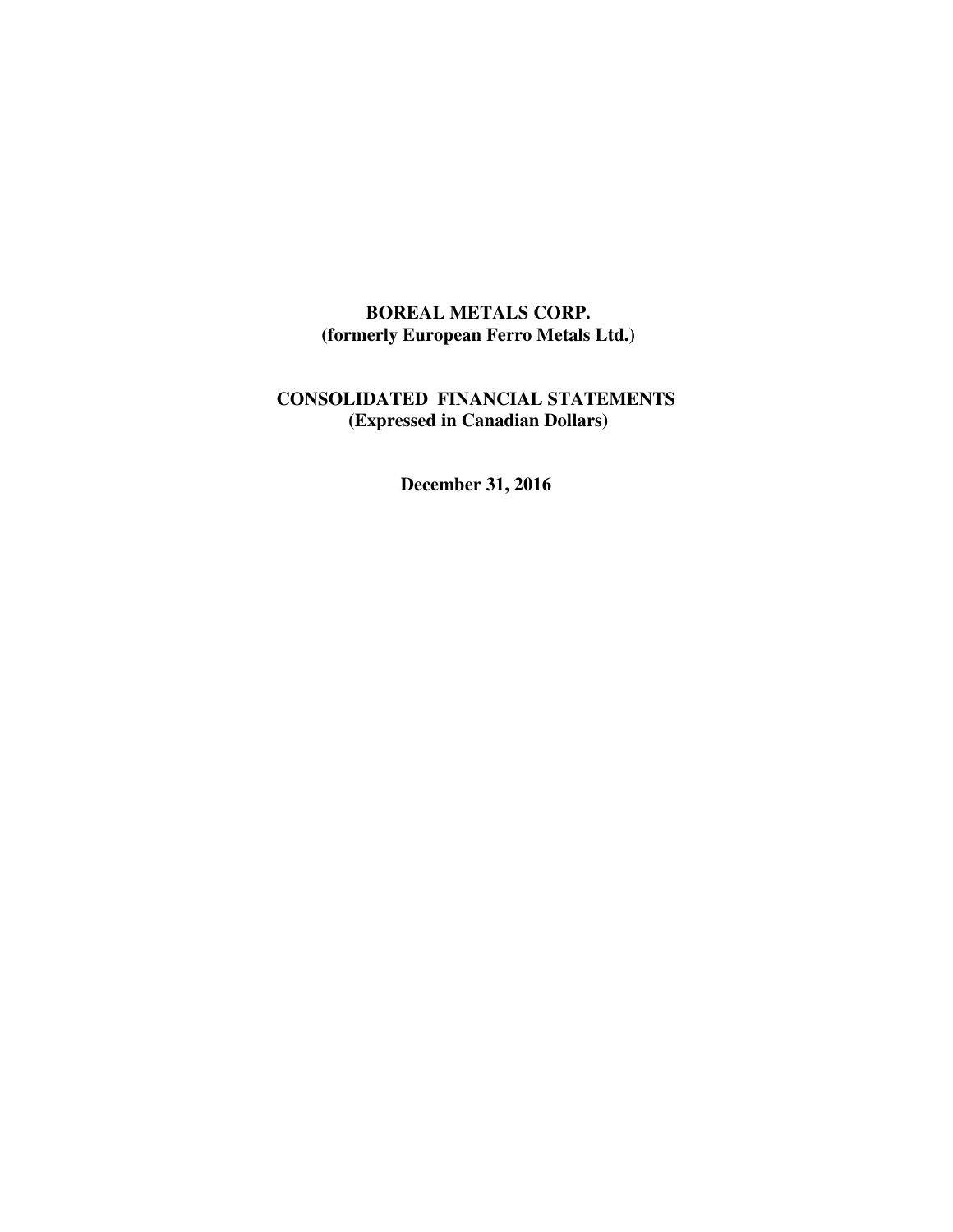# BOREAL METALS CORP.
## (formerly European Ferro Metals Ltd.)

## CONSOLIDATED FINANCIAL STATEMENTS
### (Expressed in Canadian Dollars)

**December 31, 2016**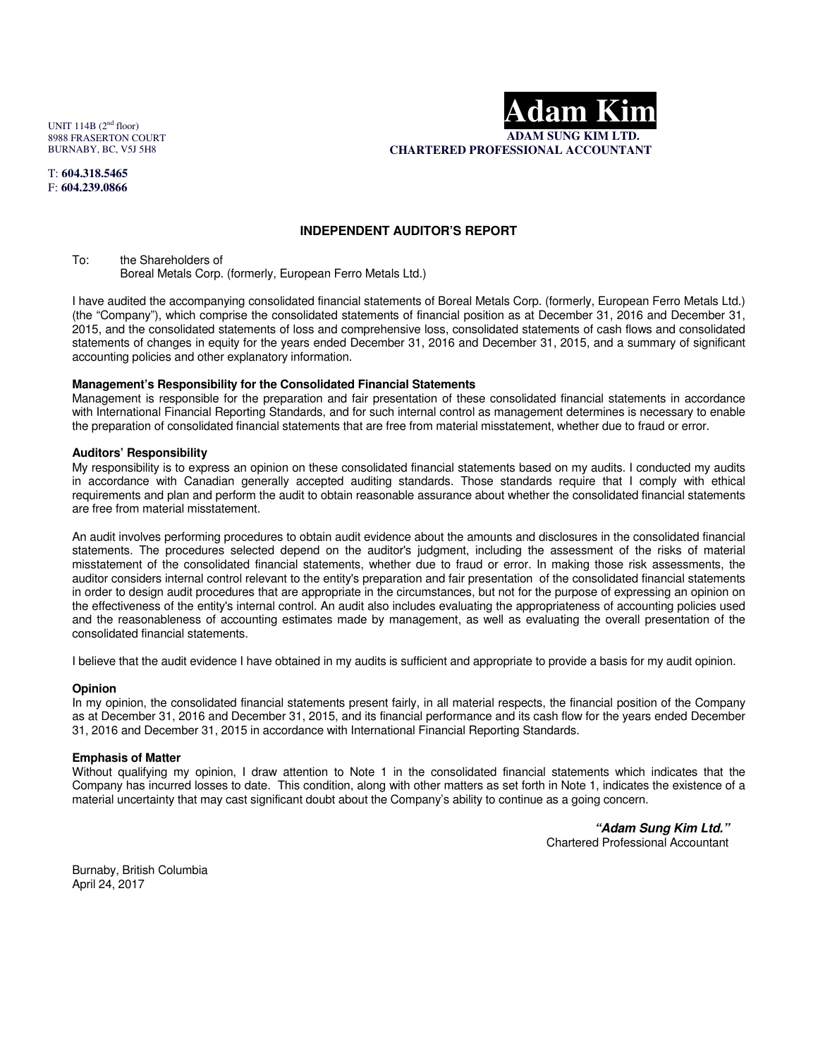UNIT 114B (2nd floor)
8988 FRASERTON COURT
BURNABY, BC, V5J 5H8

T: **604.318.5465**
F: **604.239.0866**

**Adam Kim**
**ADAM SUNG KIM LTD.**
**CHARTERED PROFESSIONAL ACCOUNTANT**

## INDEPENDENT AUDITOR'S REPORT

To: the Shareholders of
Boreal Metals Corp. (formerly, European Ferro Metals Ltd.)

I have audited the accompanying consolidated financial statements of Boreal Metals Corp. (formerly, European Ferro Metals Ltd.) (the "Company"), which comprise the consolidated statements of financial position as at December 31, 2016 and December 31, 2015, and the consolidated statements of loss and comprehensive loss, consolidated statements of cash flows and consolidated statements of changes in equity for the years ended December 31, 2016 and December 31, 2015, and a summary of significant accounting policies and other explanatory information.

**Management's Responsibility for the Consolidated Financial Statements**

Management is responsible for the preparation and fair presentation of these consolidated financial statements in accordance with International Financial Reporting Standards, and for such internal control as management determines is necessary to enable the preparation of consolidated financial statements that are free from material misstatement, whether due to fraud or error.

**Auditors' Responsibility**

My responsibility is to express an opinion on these consolidated financial statements based on my audits. I conducted my audits in accordance with Canadian generally accepted auditing standards. Those standards require that I comply with ethical requirements and plan and perform the audit to obtain reasonable assurance about whether the consolidated financial statements are free from material misstatement.

An audit involves performing procedures to obtain audit evidence about the amounts and disclosures in the consolidated financial statements. The procedures selected depend on the auditor's judgment, including the assessment of the risks of material misstatement of the consolidated financial statements, whether due to fraud or error. In making those risk assessments, the auditor considers internal control relevant to the entity's preparation and fair presentation of the consolidated financial statements in order to design audit procedures that are appropriate in the circumstances, but not for the purpose of expressing an opinion on the effectiveness of the entity's internal control. An audit also includes evaluating the appropriateness of accounting policies used and the reasonableness of accounting estimates made by management, as well as evaluating the overall presentation of the consolidated financial statements.

I believe that the audit evidence I have obtained in my audits is sufficient and appropriate to provide a basis for my audit opinion.

**Opinion**

In my opinion, the consolidated financial statements present fairly, in all material respects, the financial position of the Company as at December 31, 2016 and December 31, 2015, and its financial performance and its cash flow for the years ended December 31, 2016 and December 31, 2015 in accordance with International Financial Reporting Standards.

**Emphasis of Matter**

Without qualifying my opinion, I draw attention to Note 1 in the consolidated financial statements which indicates that the Company has incurred losses to date. This condition, along with other matters as set forth in Note 1, indicates the existence of a material uncertainty that may cast significant doubt about the Company's ability to continue as a going concern.

***"Adam Sung Kim Ltd."***
Chartered Professional Accountant

Burnaby, British Columbia
April 24, 2017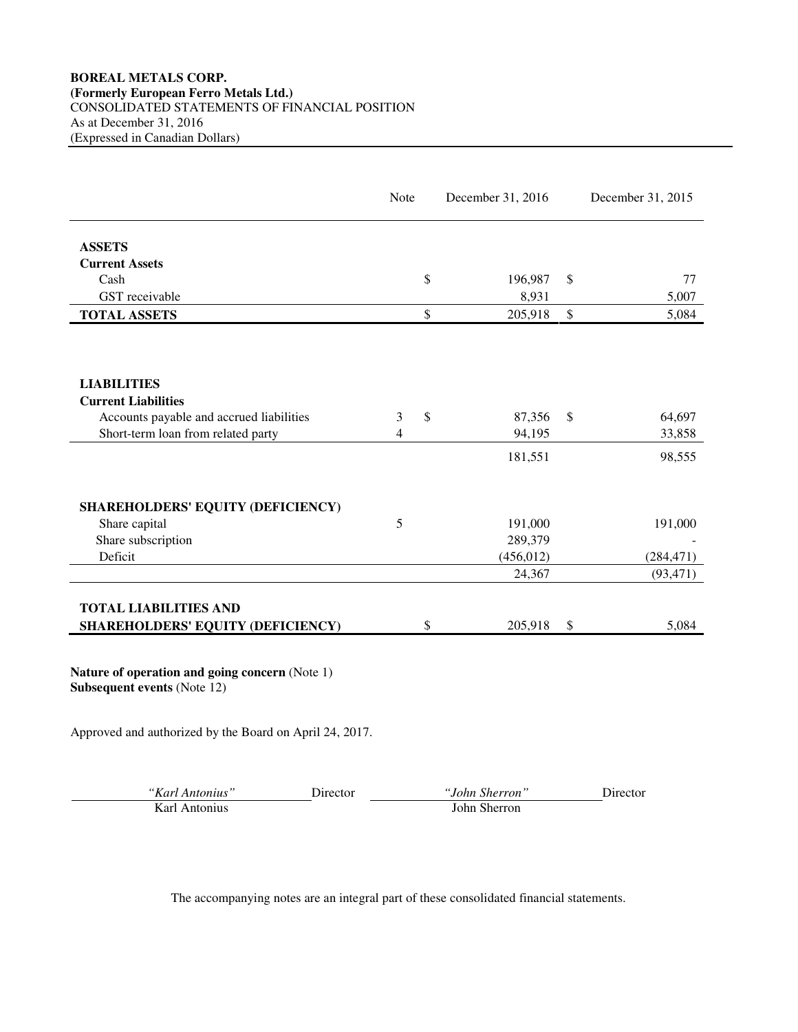**BOREAL METALS CORP.**
**(Formerly European Ferro Metals Ltd.)**
CONSOLIDATED STATEMENTS OF FINANCIAL POSITION
As at December 31, 2016
(Expressed in Canadian Dollars)

| | Note | December 31, 2016 | December 31, 2015 |
|---|---|---|---|
| **ASSETS** | | | |
| **Current Assets** | | | |
| Cash | | $ 196,987 | $ 77 |
| GST receivable | | 8,931 | 5,007 |
| **TOTAL ASSETS** | | $ 205,918 | $ 5,084 |
| | | | |
| **LIABILITIES** | | | |
| **Current Liabilities** | | | |
| Accounts payable and accrued liabilities | 3 | $ 87,356 | $ 64,697 |
| Short-term loan from related party | 4 | 94,195 | 33,858 |
| | | 181,551 | 98,555 |
| | | | |
| **SHAREHOLDERS' EQUITY (DEFICIENCY)** | | | |
| Share capital | 5 | 191,000 | 191,000 |
| Share subscription | | 289,379 | - |
| Deficit | | (456,012) | (284,471) |
| | | 24,367 | (93,471) |
| | | | |
| **TOTAL LIABILITIES AND SHAREHOLDERS' EQUITY (DEFICIENCY)** | | $ 205,918 | $ 5,084 |

**Nature of operation and going concern** (Note 1)
**Subsequent events** (Note 12)

Approved and authorized by the Board on April 24, 2017.

| *"Karl Antonius"* | Director | *"John Sherron"* | Director |
|---|---|---|---|
| Karl Antonius | | John Sherron | |

The accompanying notes are an integral part of these consolidated financial statements.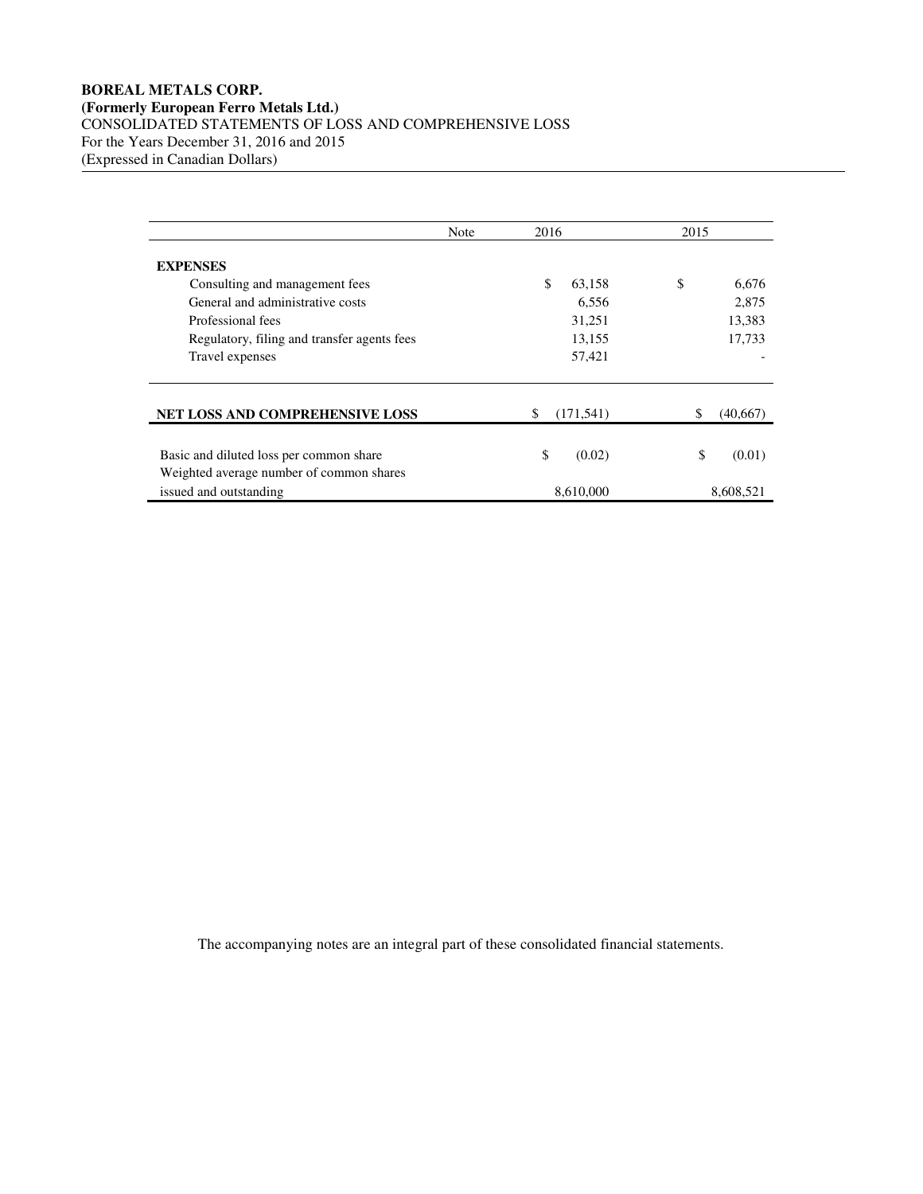**BOREAL METALS CORP.**
**(Formerly European Ferro Metals Ltd.)**
CONSOLIDATED STATEMENTS OF LOSS AND COMPREHENSIVE LOSS
For the Years December 31, 2016 and 2015
(Expressed in Canadian Dollars)

| | Note | 2016 | 2015 |
|---|---|---|---|
| **EXPENSES** | | | |
| Consulting and management fees | | $ 63,158 | $ 6,676 |
| General and administrative costs | | 6,556 | 2,875 |
| Professional fees | | 31,251 | 13,383 |
| Regulatory, filing and transfer agents fees | | 13,155 | 17,733 |
| Travel expenses | | 57,421 | - |
| **NET LOSS AND COMPREHENSIVE LOSS** | | $ (171,541) | $ (40,667) |
| Basic and diluted loss per common share | | $ (0.02) | $ (0.01) |
| Weighted average number of common shares issued and outstanding | | 8,610,000 | 8,608,521 |

The accompanying notes are an integral part of these consolidated financial statements.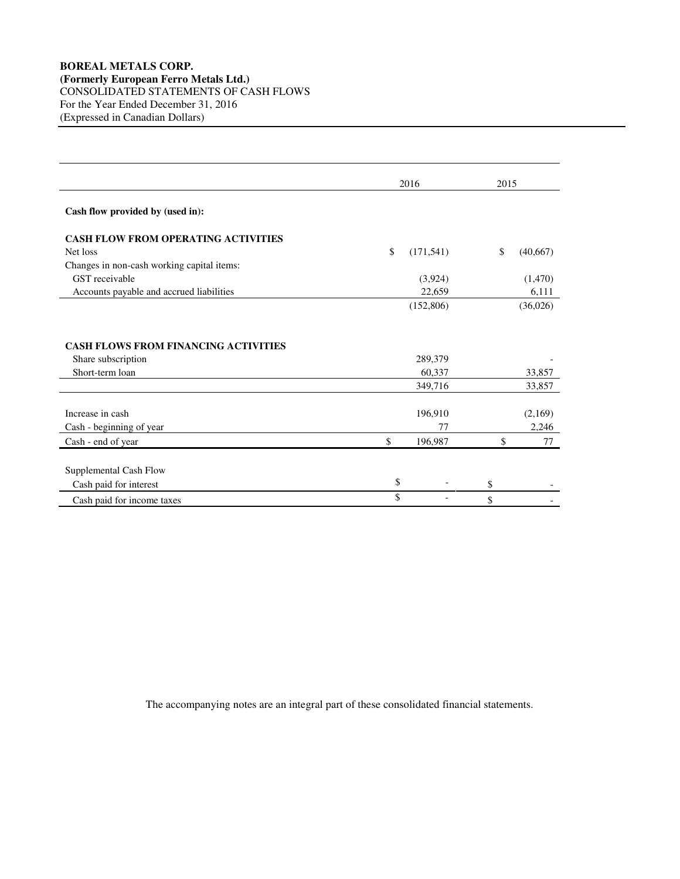**BOREAL METALS CORP.**
**(Formerly European Ferro Metals Ltd.)**
CONSOLIDATED STATEMENTS OF CASH FLOWS
For the Year Ended December 31, 2016
(Expressed in Canadian Dollars)

| | 2016 | 2015 |
|---|---|---|
| **Cash flow provided by (used in):** | | |
| **CASH FLOW FROM OPERATING ACTIVITIES** | | |
| Net loss | $ (171,541) | $ (40,667) |
| Changes in non-cash working capital items: | | |
| GST receivable | (3,924) | (1,470) |
| Accounts payable and accrued liabilities | 22,659 | 6,111 |
| | (152,806) | (36,026) |
| **CASH FLOWS FROM FINANCING ACTIVITIES** | | |
| Share subscription | 289,379 | - |
| Short-term loan | 60,337 | 33,857 |
| | 349,716 | 33,857 |
| Increase in cash | 196,910 | (2,169) |
| Cash - beginning of year | 77 | 2,246 |
| Cash - end of year | $ 196,987 | $ 77 |
| Supplemental Cash Flow | | |
| Cash paid for interest | $ - | $ - |
| Cash paid for income taxes | $ - | $ - |

The accompanying notes are an integral part of these consolidated financial statements.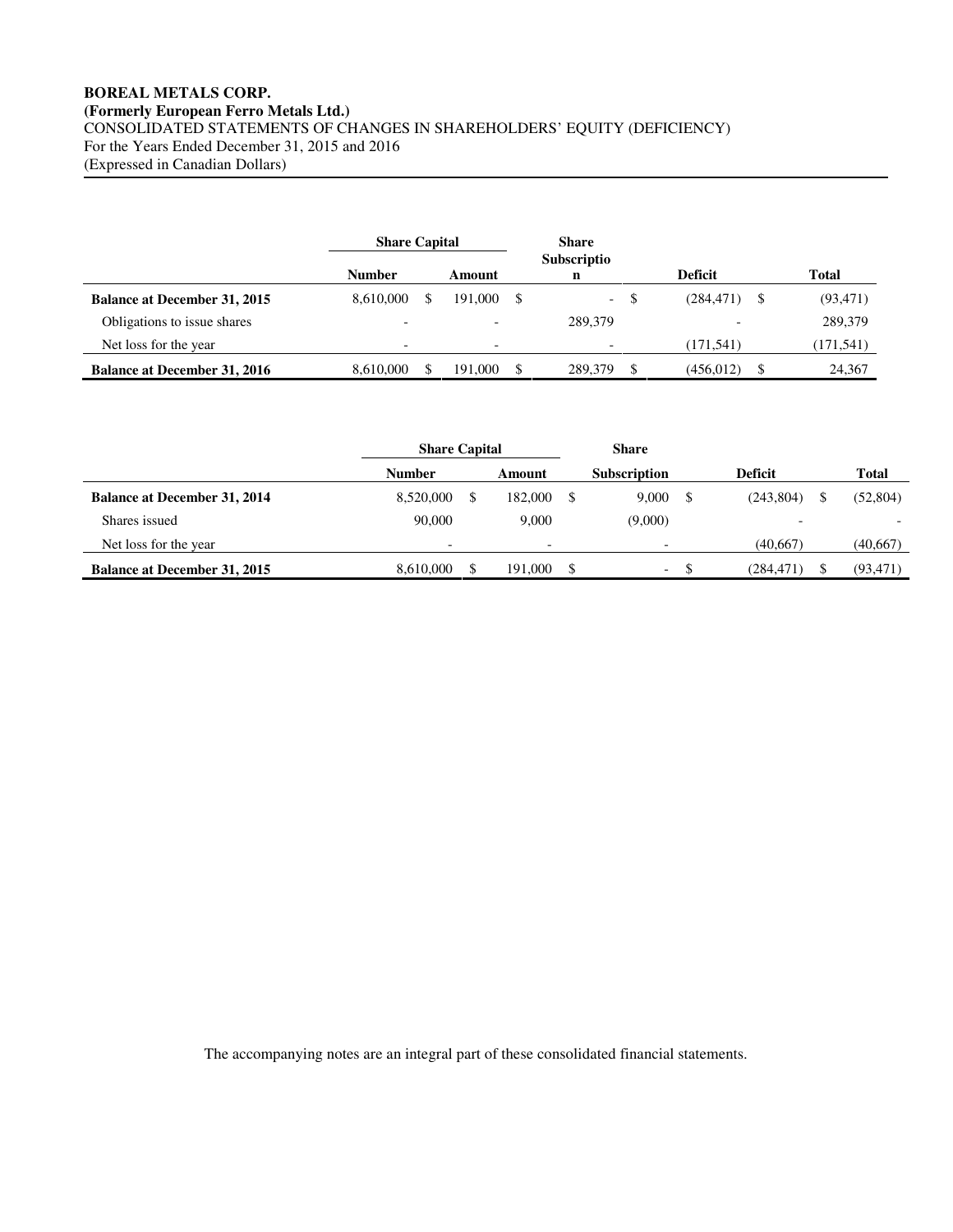**BOREAL METALS CORP.**
**(Formerly European Ferro Metals Ltd.)**
CONSOLIDATED STATEMENTS OF CHANGES IN SHAREHOLDERS' EQUITY (DEFICIENCY)
For the Years Ended December 31, 2015 and 2016
(Expressed in Canadian Dollars)

| | Share Capital | | Share Subscription | Deficit | Total |
|---|---|---|---|---|---|
| | Number | Amount | | | |
| **Balance at December 31, 2015** | 8,610,000 | $ 191,000 | $ - | $ (284,471) | $ (93,471) |
| Obligations to issue shares | - | - | 289,379 | - | 289,379 |
| Net loss for the year | - | - | - | (171,541) | (171,541) |
| **Balance at December 31, 2016** | 8,610,000 | $ 191,000 | $ 289,379 | $ (456,012) | $ 24,367 |

| | Share Capital | | Share | | |
|---|---|---|---|---|---|
| | Number | Amount | Subscription | Deficit | Total |
| **Balance at December 31, 2014** | 8,520,000 | $ 182,000 | $ 9,000 | $ (243,804) | $ (52,804) |
| Shares issued | 90,000 | 9,000 | (9,000) | - | - |
| Net loss for the year | - | - | - | (40,667) | (40,667) |
| **Balance at December 31, 2015** | 8,610,000 | $ 191,000 | $ - | $ (284,471) | $ (93,471) |

The accompanying notes are an integral part of these consolidated financial statements.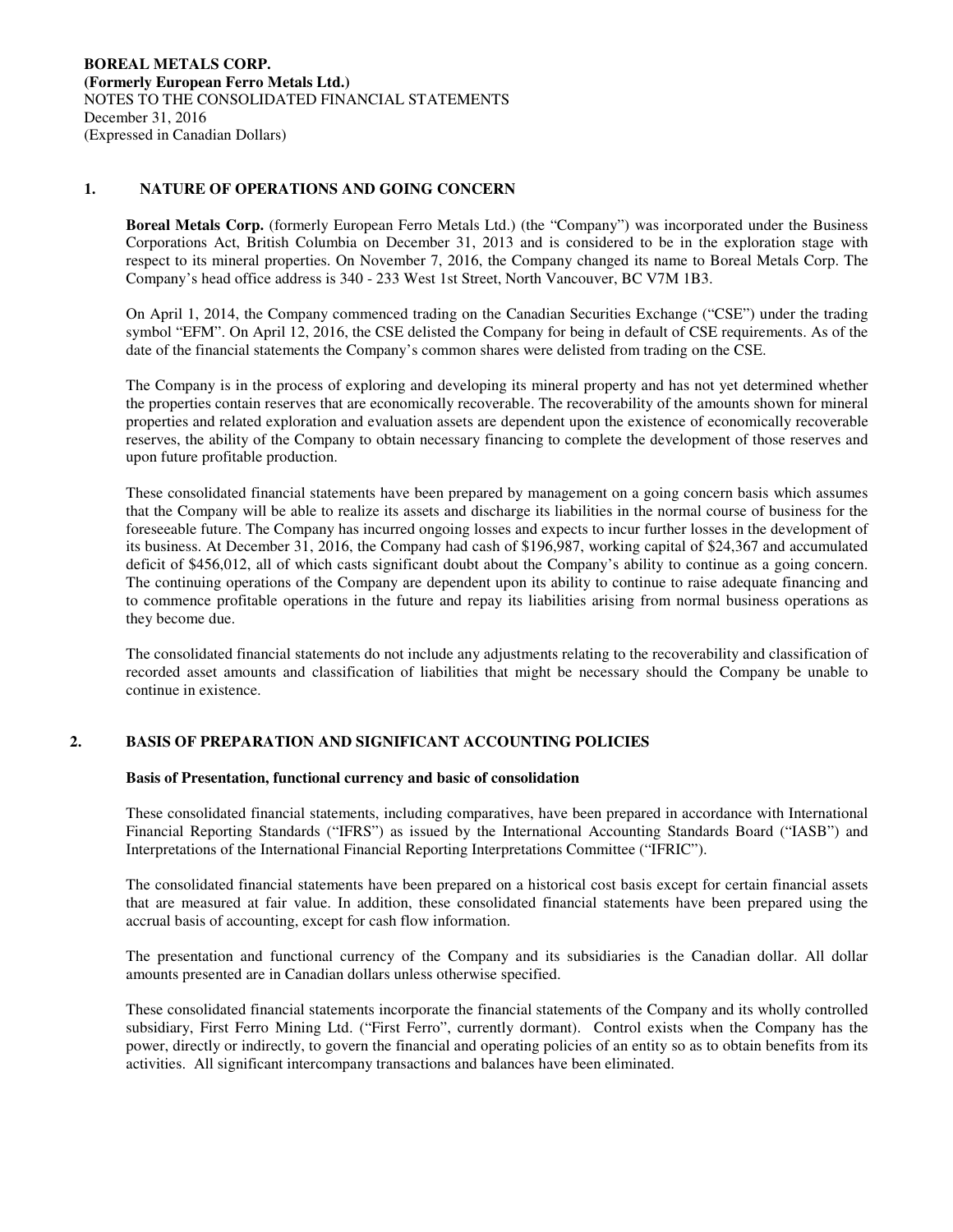## 1. NATURE OF OPERATIONS AND GOING CONCERN

**Boreal Metals Corp.** (formerly European Ferro Metals Ltd.) (the "Company") was incorporated under the Business Corporations Act, British Columbia on December 31, 2013 and is considered to be in the exploration stage with respect to its mineral properties. On November 7, 2016, the Company changed its name to Boreal Metals Corp. The Company's head office address is 340 - 233 West 1st Street, North Vancouver, BC V7M 1B3.

On April 1, 2014, the Company commenced trading on the Canadian Securities Exchange ("CSE") under the trading symbol "EFM". On April 12, 2016, the CSE delisted the Company for being in default of CSE requirements. As of the date of the financial statements the Company's common shares were delisted from trading on the CSE.

The Company is in the process of exploring and developing its mineral property and has not yet determined whether the properties contain reserves that are economically recoverable. The recoverability of the amounts shown for mineral properties and related exploration and evaluation assets are dependent upon the existence of economically recoverable reserves, the ability of the Company to obtain necessary financing to complete the development of those reserves and upon future profitable production.

These consolidated financial statements have been prepared by management on a going concern basis which assumes that the Company will be able to realize its assets and discharge its liabilities in the normal course of business for the foreseeable future. The Company has incurred ongoing losses and expects to incur further losses in the development of its business. At December 31, 2016, the Company had cash of $196,987, working capital of $24,367 and accumulated deficit of $456,012, all of which casts significant doubt about the Company's ability to continue as a going concern. The continuing operations of the Company are dependent upon its ability to continue to raise adequate financing and to commence profitable operations in the future and repay its liabilities arising from normal business operations as they become due.

The consolidated financial statements do not include any adjustments relating to the recoverability and classification of recorded asset amounts and classification of liabilities that might be necessary should the Company be unable to continue in existence.

## 2. BASIS OF PREPARATION AND SIGNIFICANT ACCOUNTING POLICIES

### Basis of Presentation, functional currency and basic of consolidation

These consolidated financial statements, including comparatives, have been prepared in accordance with International Financial Reporting Standards ("IFRS") as issued by the International Accounting Standards Board ("IASB") and Interpretations of the International Financial Reporting Interpretations Committee ("IFRIC").

The consolidated financial statements have been prepared on a historical cost basis except for certain financial assets that are measured at fair value. In addition, these consolidated financial statements have been prepared using the accrual basis of accounting, except for cash flow information.

The presentation and functional currency of the Company and its subsidiaries is the Canadian dollar. All dollar amounts presented are in Canadian dollars unless otherwise specified.

These consolidated financial statements incorporate the financial statements of the Company and its wholly controlled subsidiary, First Ferro Mining Ltd. ("First Ferro", currently dormant). Control exists when the Company has the power, directly or indirectly, to govern the financial and operating policies of an entity so as to obtain benefits from its activities. All significant intercompany transactions and balances have been eliminated.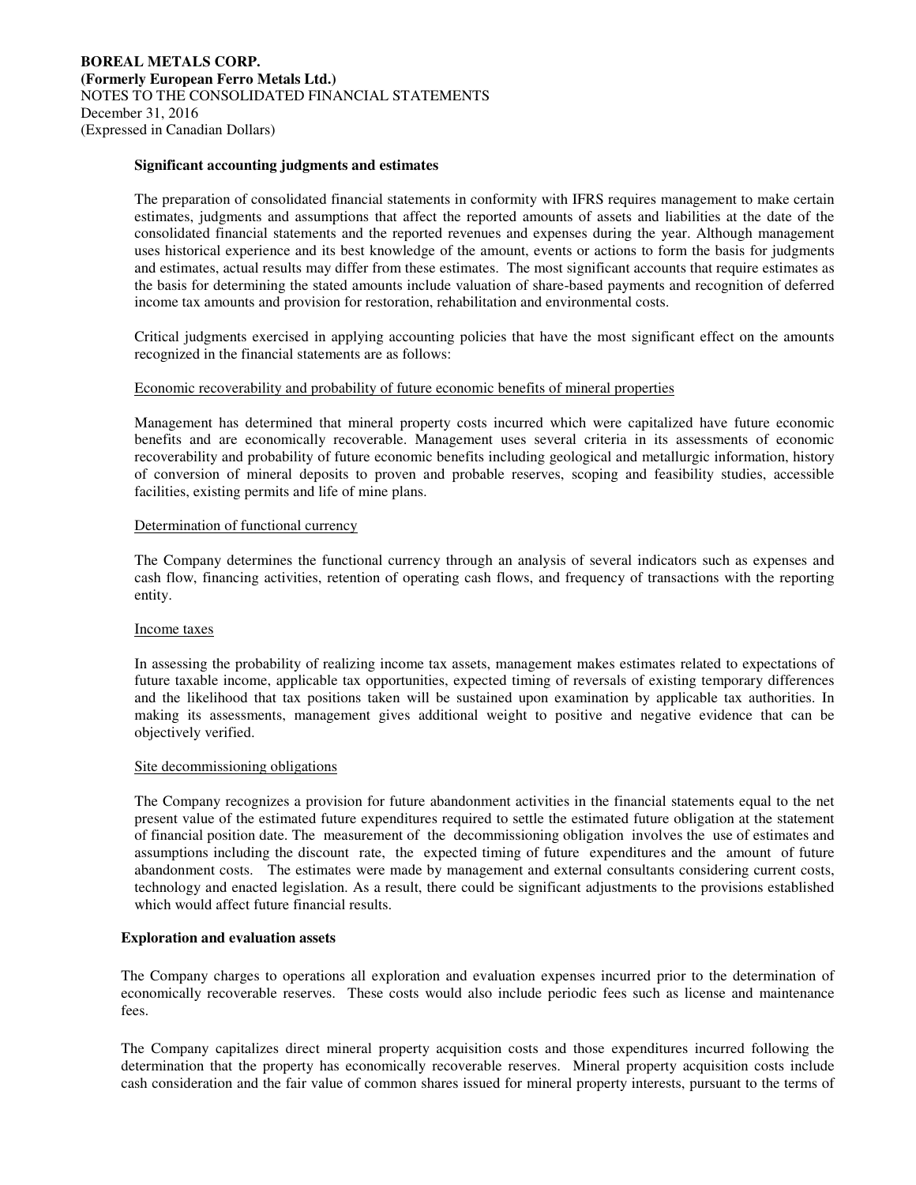**Significant accounting judgments and estimates**

The preparation of consolidated financial statements in conformity with IFRS requires management to make certain estimates, judgments and assumptions that affect the reported amounts of assets and liabilities at the date of the consolidated financial statements and the reported revenues and expenses during the year. Although management uses historical experience and its best knowledge of the amount, events or actions to form the basis for judgments and estimates, actual results may differ from these estimates. The most significant accounts that require estimates as the basis for determining the stated amounts include valuation of share-based payments and recognition of deferred income tax amounts and provision for restoration, rehabilitation and environmental costs.

Critical judgments exercised in applying accounting policies that have the most significant effect on the amounts recognized in the financial statements are as follows:

Economic recoverability and probability of future economic benefits of mineral properties

Management has determined that mineral property costs incurred which were capitalized have future economic benefits and are economically recoverable. Management uses several criteria in its assessments of economic recoverability and probability of future economic benefits including geological and metallurgic information, history of conversion of mineral deposits to proven and probable reserves, scoping and feasibility studies, accessible facilities, existing permits and life of mine plans.

Determination of functional currency

The Company determines the functional currency through an analysis of several indicators such as expenses and cash flow, financing activities, retention of operating cash flows, and frequency of transactions with the reporting entity.

Income taxes

In assessing the probability of realizing income tax assets, management makes estimates related to expectations of future taxable income, applicable tax opportunities, expected timing of reversals of existing temporary differences and the likelihood that tax positions taken will be sustained upon examination by applicable tax authorities. In making its assessments, management gives additional weight to positive and negative evidence that can be objectively verified.

Site decommissioning obligations

The Company recognizes a provision for future abandonment activities in the financial statements equal to the net present value of the estimated future expenditures required to settle the estimated future obligation at the statement of financial position date. The measurement of the decommissioning obligation involves the use of estimates and assumptions including the discount rate, the expected timing of future expenditures and the amount of future abandonment costs. The estimates were made by management and external consultants considering current costs, technology and enacted legislation. As a result, there could be significant adjustments to the provisions established which would affect future financial results.

**Exploration and evaluation assets**

The Company charges to operations all exploration and evaluation expenses incurred prior to the determination of economically recoverable reserves. These costs would also include periodic fees such as license and maintenance fees.

The Company capitalizes direct mineral property acquisition costs and those expenditures incurred following the determination that the property has economically recoverable reserves. Mineral property acquisition costs include cash consideration and the fair value of common shares issued for mineral property interests, pursuant to the terms of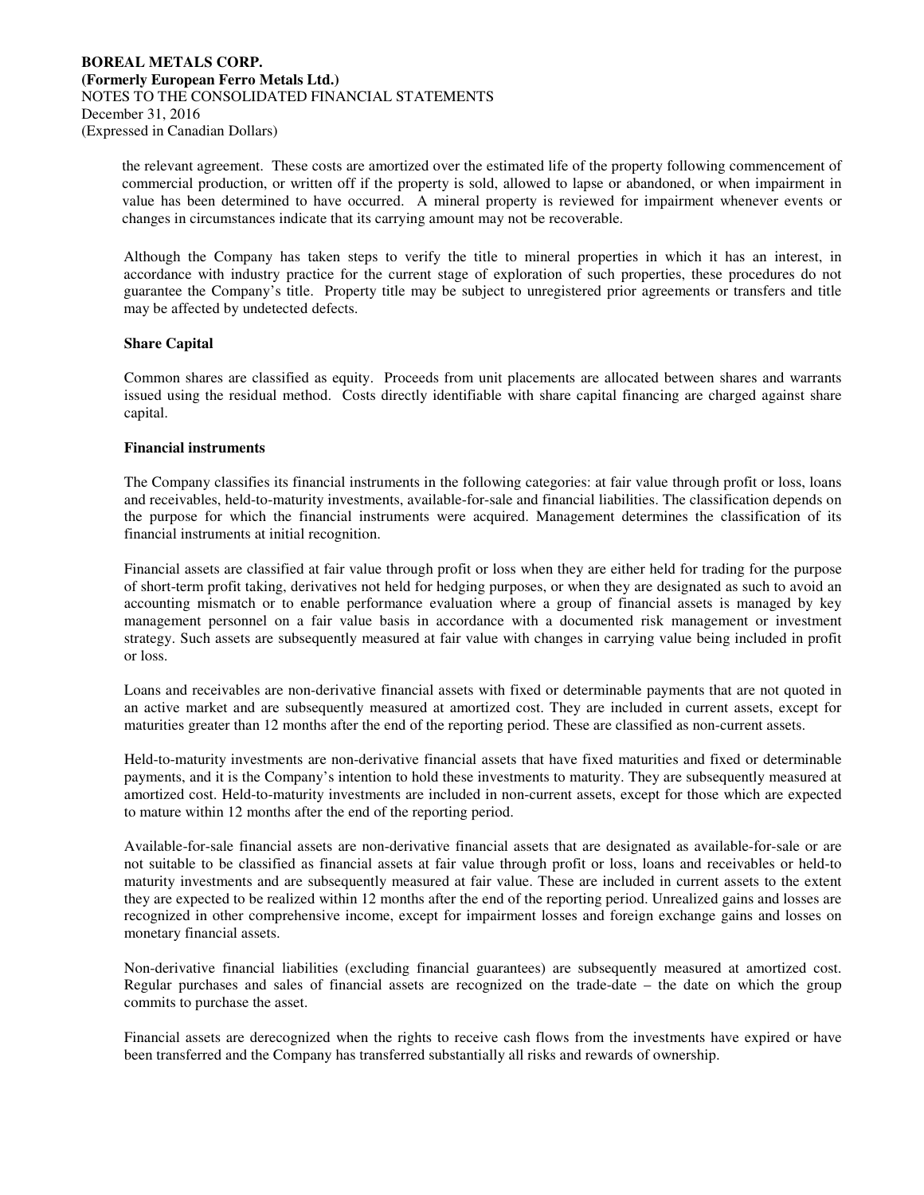the relevant agreement. These costs are amortized over the estimated life of the property following commencement of commercial production, or written off if the property is sold, allowed to lapse or abandoned, or when impairment in value has been determined to have occurred. A mineral property is reviewed for impairment whenever events or changes in circumstances indicate that its carrying amount may not be recoverable.

Although the Company has taken steps to verify the title to mineral properties in which it has an interest, in accordance with industry practice for the current stage of exploration of such properties, these procedures do not guarantee the Company's title. Property title may be subject to unregistered prior agreements or transfers and title may be affected by undetected defects.

**Share Capital**

Common shares are classified as equity. Proceeds from unit placements are allocated between shares and warrants issued using the residual method. Costs directly identifiable with share capital financing are charged against share capital.

**Financial instruments**

The Company classifies its financial instruments in the following categories: at fair value through profit or loss, loans and receivables, held-to-maturity investments, available-for-sale and financial liabilities. The classification depends on the purpose for which the financial instruments were acquired. Management determines the classification of its financial instruments at initial recognition.

Financial assets are classified at fair value through profit or loss when they are either held for trading for the purpose of short-term profit taking, derivatives not held for hedging purposes, or when they are designated as such to avoid an accounting mismatch or to enable performance evaluation where a group of financial assets is managed by key management personnel on a fair value basis in accordance with a documented risk management or investment strategy. Such assets are subsequently measured at fair value with changes in carrying value being included in profit or loss.

Loans and receivables are non-derivative financial assets with fixed or determinable payments that are not quoted in an active market and are subsequently measured at amortized cost. They are included in current assets, except for maturities greater than 12 months after the end of the reporting period. These are classified as non-current assets.

Held-to-maturity investments are non-derivative financial assets that have fixed maturities and fixed or determinable payments, and it is the Company's intention to hold these investments to maturity. They are subsequently measured at amortized cost. Held-to-maturity investments are included in non-current assets, except for those which are expected to mature within 12 months after the end of the reporting period.

Available-for-sale financial assets are non-derivative financial assets that are designated as available-for-sale or are not suitable to be classified as financial assets at fair value through profit or loss, loans and receivables or held-to maturity investments and are subsequently measured at fair value. These are included in current assets to the extent they are expected to be realized within 12 months after the end of the reporting period. Unrealized gains and losses are recognized in other comprehensive income, except for impairment losses and foreign exchange gains and losses on monetary financial assets.

Non-derivative financial liabilities (excluding financial guarantees) are subsequently measured at amortized cost. Regular purchases and sales of financial assets are recognized on the trade-date – the date on which the group commits to purchase the asset.

Financial assets are derecognized when the rights to receive cash flows from the investments have expired or have been transferred and the Company has transferred substantially all risks and rewards of ownership.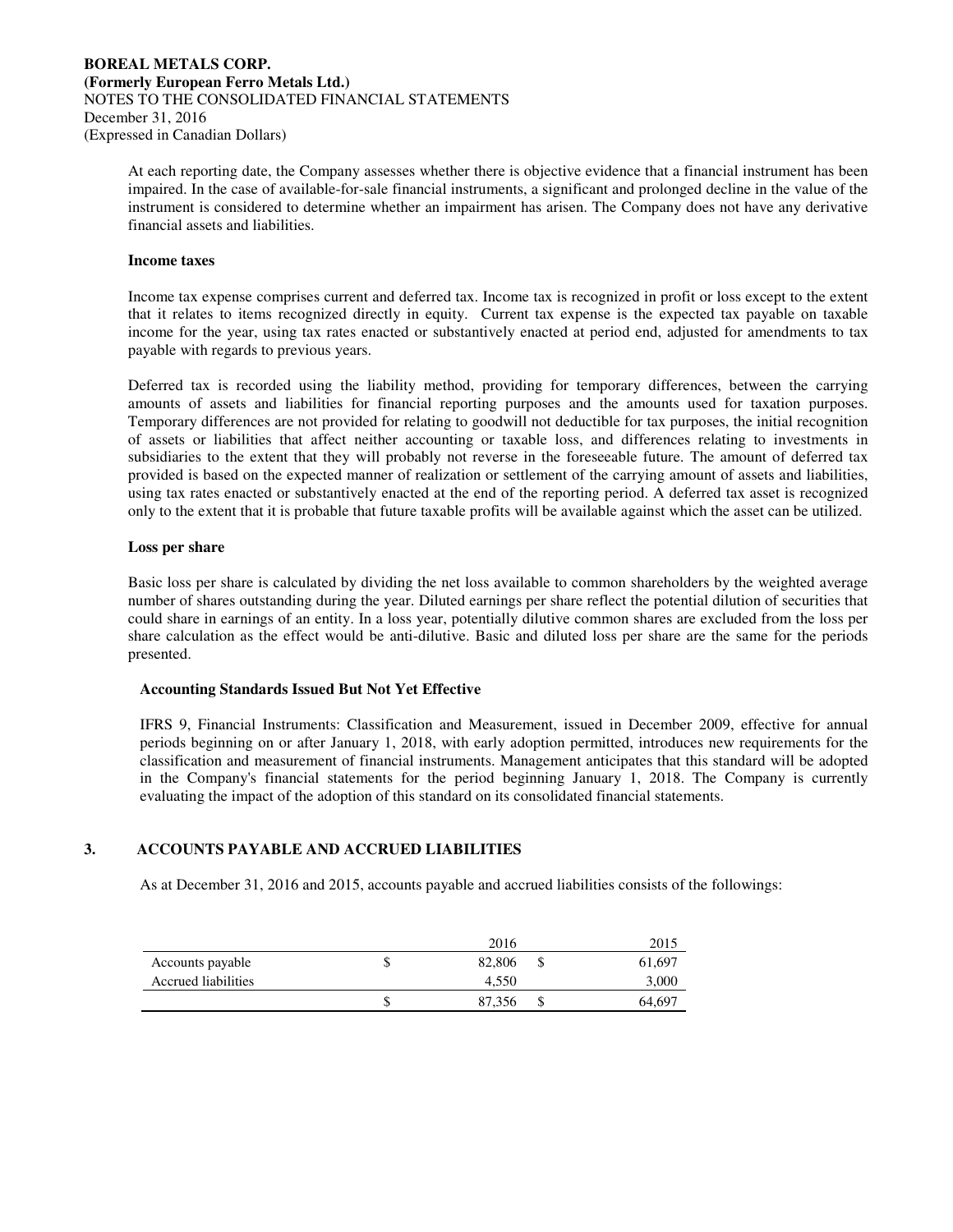At each reporting date, the Company assesses whether there is objective evidence that a financial instrument has been impaired. In the case of available-for-sale financial instruments, a significant and prolonged decline in the value of the instrument is considered to determine whether an impairment has arisen. The Company does not have any derivative financial assets and liabilities.

**Income taxes**

Income tax expense comprises current and deferred tax. Income tax is recognized in profit or loss except to the extent that it relates to items recognized directly in equity. Current tax expense is the expected tax payable on taxable income for the year, using tax rates enacted or substantively enacted at period end, adjusted for amendments to tax payable with regards to previous years.

Deferred tax is recorded using the liability method, providing for temporary differences, between the carrying amounts of assets and liabilities for financial reporting purposes and the amounts used for taxation purposes. Temporary differences are not provided for relating to goodwill not deductible for tax purposes, the initial recognition of assets or liabilities that affect neither accounting or taxable loss, and differences relating to investments in subsidiaries to the extent that they will probably not reverse in the foreseeable future. The amount of deferred tax provided is based on the expected manner of realization or settlement of the carrying amount of assets and liabilities, using tax rates enacted or substantively enacted at the end of the reporting period. A deferred tax asset is recognized only to the extent that it is probable that future taxable profits will be available against which the asset can be utilized.

**Loss per share**

Basic loss per share is calculated by dividing the net loss available to common shareholders by the weighted average number of shares outstanding during the year. Diluted earnings per share reflect the potential dilution of securities that could share in earnings of an entity. In a loss year, potentially dilutive common shares are excluded from the loss per share calculation as the effect would be anti-dilutive. Basic and diluted loss per share are the same for the periods presented.

**Accounting Standards Issued But Not Yet Effective**

IFRS 9, Financial Instruments: Classification and Measurement, issued in December 2009, effective for annual periods beginning on or after January 1, 2018, with early adoption permitted, introduces new requirements for the classification and measurement of financial instruments. Management anticipates that this standard will be adopted in the Company's financial statements for the period beginning January 1, 2018. The Company is currently evaluating the impact of the adoption of this standard on its consolidated financial statements.

## 3. ACCOUNTS PAYABLE AND ACCRUED LIABILITIES

As at December 31, 2016 and 2015, accounts payable and accrued liabilities consists of the followings:

| | 2016 | 2015 |
|---|---|---|
| Accounts payable | $ 82,806 | $ 61,697 |
| Accrued liabilities | 4,550 | 3,000 |
| | $ 87,356 | $ 64,697 |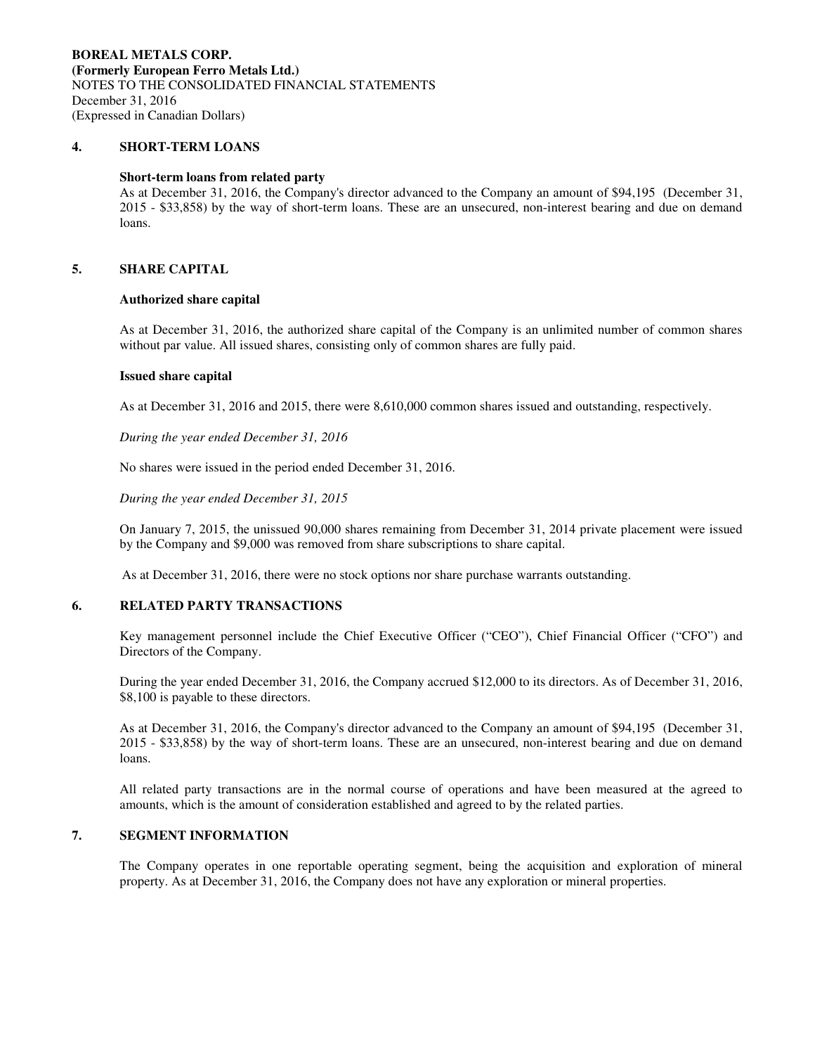## 4. SHORT-TERM LOANS

**Short-term loans from related party**

As at December 31, 2016, the Company's director advanced to the Company an amount of $94,195 (December 31, 2015 - $33,858) by the way of short-term loans. These are an unsecured, non-interest bearing and due on demand loans.

## 5. SHARE CAPITAL

**Authorized share capital**

As at December 31, 2016, the authorized share capital of the Company is an unlimited number of common shares without par value. All issued shares, consisting only of common shares are fully paid.

**Issued share capital**

As at December 31, 2016 and 2015, there were 8,610,000 common shares issued and outstanding, respectively.

*During the year ended December 31, 2016*

No shares were issued in the period ended December 31, 2016.

*During the year ended December 31, 2015*

On January 7, 2015, the unissued 90,000 shares remaining from December 31, 2014 private placement were issued by the Company and $9,000 was removed from share subscriptions to share capital.

As at December 31, 2016, there were no stock options nor share purchase warrants outstanding.

## 6. RELATED PARTY TRANSACTIONS

Key management personnel include the Chief Executive Officer ("CEO"), Chief Financial Officer ("CFO") and Directors of the Company.

During the year ended December 31, 2016, the Company accrued $12,000 to its directors. As of December 31, 2016, $8,100 is payable to these directors.

As at December 31, 2016, the Company's director advanced to the Company an amount of $94,195 (December 31, 2015 - $33,858) by the way of short-term loans. These are an unsecured, non-interest bearing and due on demand loans.

All related party transactions are in the normal course of operations and have been measured at the agreed to amounts, which is the amount of consideration established and agreed to by the related parties.

## 7. SEGMENT INFORMATION

The Company operates in one reportable operating segment, being the acquisition and exploration of mineral property. As at December 31, 2016, the Company does not have any exploration or mineral properties.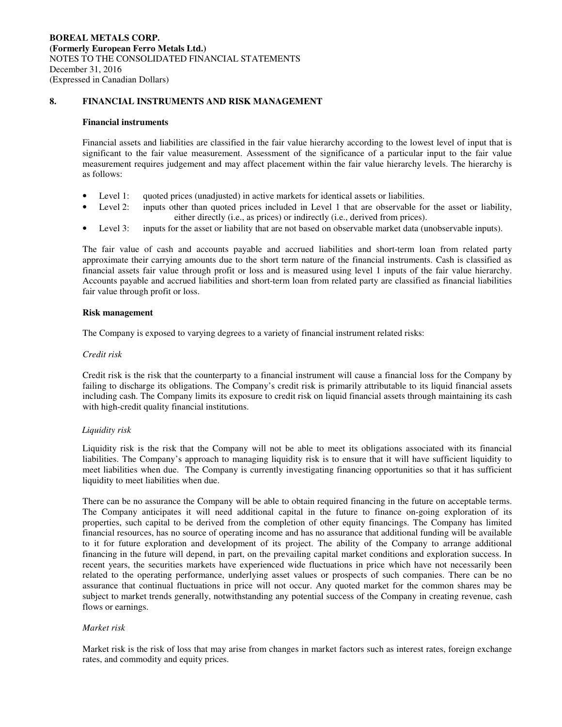## 8. FINANCIAL INSTRUMENTS AND RISK MANAGEMENT

### Financial instruments

Financial assets and liabilities are classified in the fair value hierarchy according to the lowest level of input that is significant to the fair value measurement. Assessment of the significance of a particular input to the fair value measurement requires judgement and may affect placement within the fair value hierarchy levels. The hierarchy is as follows:

- Level 1: quoted prices (unadjusted) in active markets for identical assets or liabilities.
- Level 2: inputs other than quoted prices included in Level 1 that are observable for the asset or liability, either directly (i.e., as prices) or indirectly (i.e., derived from prices).
- Level 3: inputs for the asset or liability that are not based on observable market data (unobservable inputs).

The fair value of cash and accounts payable and accrued liabilities and short-term loan from related party approximate their carrying amounts due to the short term nature of the financial instruments. Cash is classified as financial assets fair value through profit or loss and is measured using level 1 inputs of the fair value hierarchy. Accounts payable and accrued liabilities and short-term loan from related party are classified as financial liabilities fair value through profit or loss.

### Risk management

The Company is exposed to varying degrees to a variety of financial instrument related risks:

*Credit risk*

Credit risk is the risk that the counterparty to a financial instrument will cause a financial loss for the Company by failing to discharge its obligations. The Company's credit risk is primarily attributable to its liquid financial assets including cash. The Company limits its exposure to credit risk on liquid financial assets through maintaining its cash with high-credit quality financial institutions.

*Liquidity risk*

Liquidity risk is the risk that the Company will not be able to meet its obligations associated with its financial liabilities. The Company's approach to managing liquidity risk is to ensure that it will have sufficient liquidity to meet liabilities when due. The Company is currently investigating financing opportunities so that it has sufficient liquidity to meet liabilities when due.

There can be no assurance the Company will be able to obtain required financing in the future on acceptable terms. The Company anticipates it will need additional capital in the future to finance on-going exploration of its properties, such capital to be derived from the completion of other equity financings. The Company has limited financial resources, has no source of operating income and has no assurance that additional funding will be available to it for future exploration and development of its project. The ability of the Company to arrange additional financing in the future will depend, in part, on the prevailing capital market conditions and exploration success. In recent years, the securities markets have experienced wide fluctuations in price which have not necessarily been related to the operating performance, underlying asset values or prospects of such companies. There can be no assurance that continual fluctuations in price will not occur. Any quoted market for the common shares may be subject to market trends generally, notwithstanding any potential success of the Company in creating revenue, cash flows or earnings.

*Market risk*

Market risk is the risk of loss that may arise from changes in market factors such as interest rates, foreign exchange rates, and commodity and equity prices.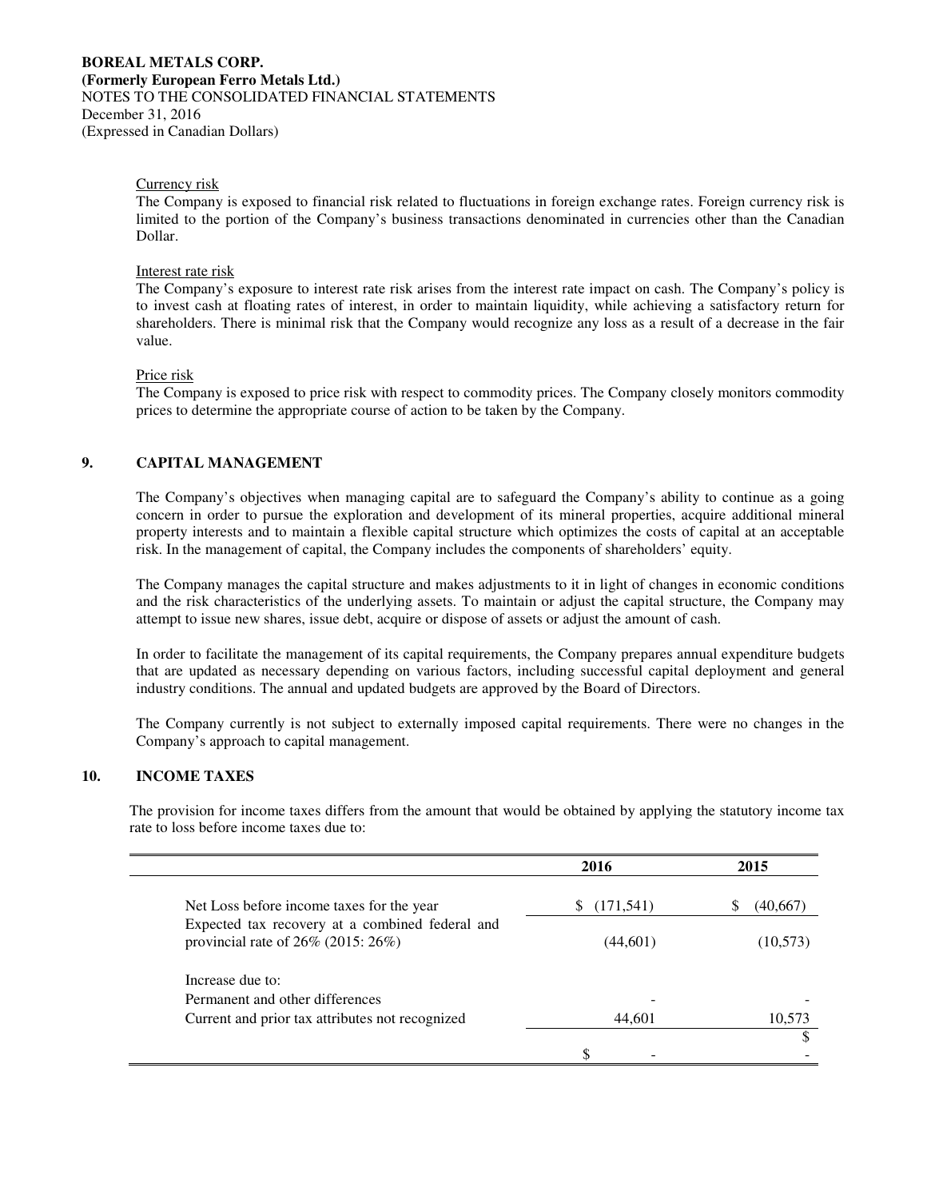Currency risk
The Company is exposed to financial risk related to fluctuations in foreign exchange rates. Foreign currency risk is limited to the portion of the Company's business transactions denominated in currencies other than the Canadian Dollar.

Interest rate risk
The Company's exposure to interest rate risk arises from the interest rate impact on cash. The Company's policy is to invest cash at floating rates of interest, in order to maintain liquidity, while achieving a satisfactory return for shareholders. There is minimal risk that the Company would recognize any loss as a result of a decrease in the fair value.

Price risk
The Company is exposed to price risk with respect to commodity prices. The Company closely monitors commodity prices to determine the appropriate course of action to be taken by the Company.

## 9. CAPITAL MANAGEMENT

The Company's objectives when managing capital are to safeguard the Company's ability to continue as a going concern in order to pursue the exploration and development of its mineral properties, acquire additional mineral property interests and to maintain a flexible capital structure which optimizes the costs of capital at an acceptable risk. In the management of capital, the Company includes the components of shareholders' equity.

The Company manages the capital structure and makes adjustments to it in light of changes in economic conditions and the risk characteristics of the underlying assets. To maintain or adjust the capital structure, the Company may attempt to issue new shares, issue debt, acquire or dispose of assets or adjust the amount of cash.

In order to facilitate the management of its capital requirements, the Company prepares annual expenditure budgets that are updated as necessary depending on various factors, including successful capital deployment and general industry conditions. The annual and updated budgets are approved by the Board of Directors.

The Company currently is not subject to externally imposed capital requirements. There were no changes in the Company's approach to capital management.

## 10. INCOME TAXES

The provision for income taxes differs from the amount that would be obtained by applying the statutory income tax rate to loss before income taxes due to:

| | 2016 | 2015 |
|---|---|---|
| Net Loss before income taxes for the year | $ (171,541) | $ (40,667) |
| Expected tax recovery at a combined federal and provincial rate of 26% (2015: 26%) | (44,601) | (10,573) |
| Increase due to: | | |
| Permanent and other differences | - | - |
| Current and prior tax attributes not recognized | 44,601 | 10,573 |
| | $ - | $ - |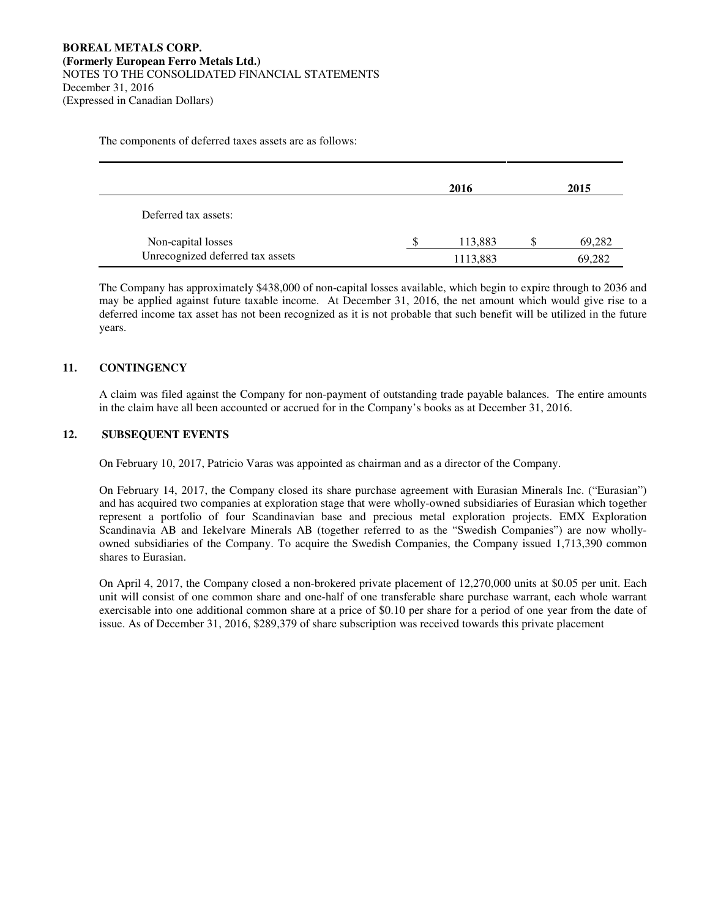The components of deferred taxes assets are as follows:

| | 2016 | 2015 |
|---|---|---|
| Deferred tax assets: | | |
| Non-capital losses | $ 113,883 | $ 69,282 |
| Unrecognized deferred tax assets | 1113,883 | 69,282 |

The Company has approximately $438,000 of non-capital losses available, which begin to expire through to 2036 and may be applied against future taxable income. At December 31, 2016, the net amount which would give rise to a deferred income tax asset has not been recognized as it is not probable that such benefit will be utilized in the future years.

## 11. CONTINGENCY

A claim was filed against the Company for non-payment of outstanding trade payable balances. The entire amounts in the claim have all been accounted or accrued for in the Company's books as at December 31, 2016.

## 12. SUBSEQUENT EVENTS

On February 10, 2017, Patricio Varas was appointed as chairman and as a director of the Company.

On February 14, 2017, the Company closed its share purchase agreement with Eurasian Minerals Inc. ("Eurasian") and has acquired two companies at exploration stage that were wholly-owned subsidiaries of Eurasian which together represent a portfolio of four Scandinavian base and precious metal exploration projects. EMX Exploration Scandinavia AB and Iekelvare Minerals AB (together referred to as the "Swedish Companies") are now wholly-owned subsidiaries of the Company. To acquire the Swedish Companies, the Company issued 1,713,390 common shares to Eurasian.

On April 4, 2017, the Company closed a non-brokered private placement of 12,270,000 units at $0.05 per unit. Each unit will consist of one common share and one-half of one transferable share purchase warrant, each whole warrant exercisable into one additional common share at a price of $0.10 per share for a period of one year from the date of issue. As of December 31, 2016, $289,379 of share subscription was received towards this private placement